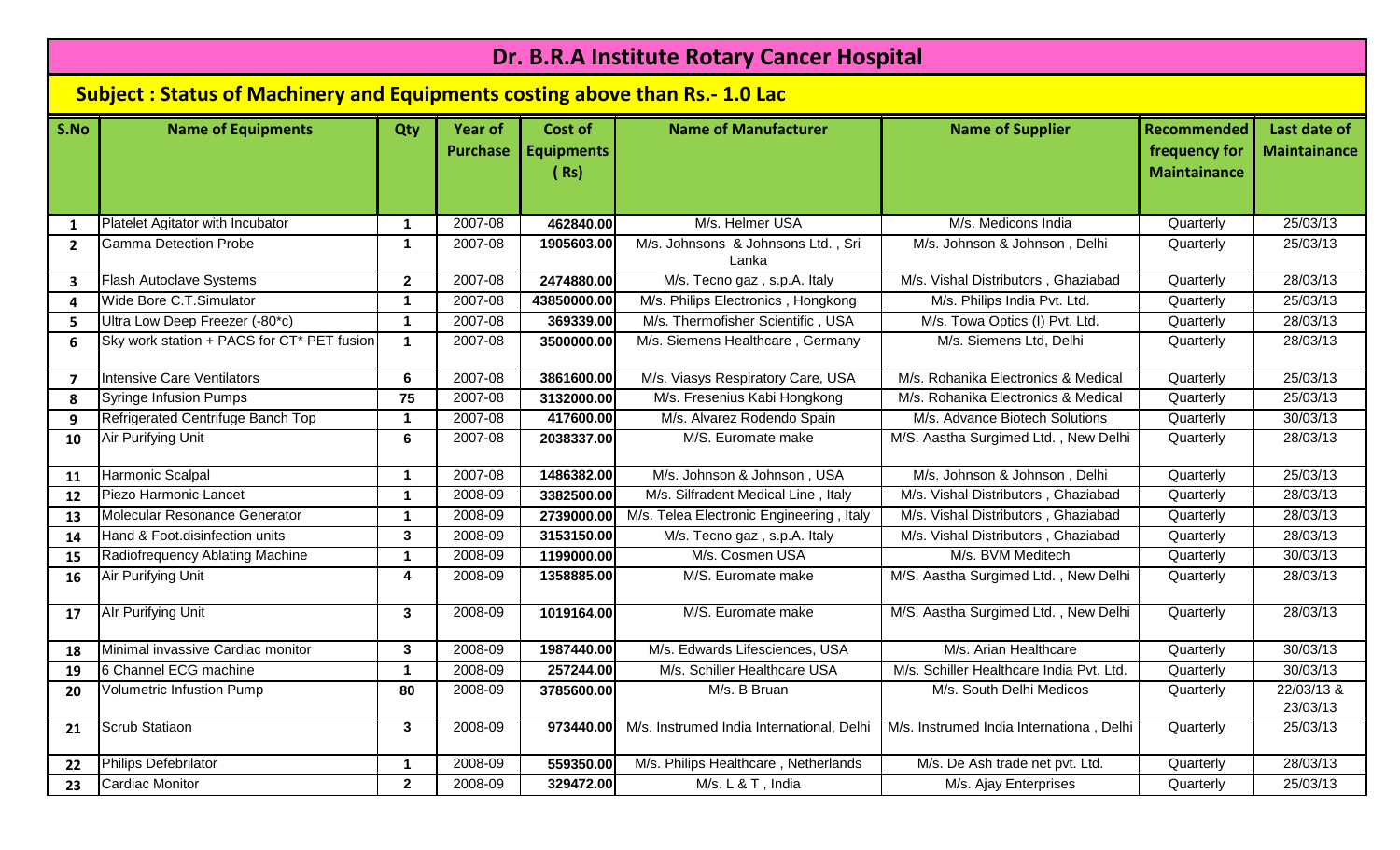# Dr. B.R.A Institute Rotary Cancer Hospital

## Subject : Status of Machinery and Equipments costing above than Rs.- 1.0 Lac

| S.No | Name of Equipments | Qty | Year of Purchase | Cost of Equipments ( Rs) | Name of Manufacturer | Name of Supplier | Recommended frequency for Maintainance | Last date of Maintainance |
|---|---|---|---|---|---|---|---|---|
| 1 | Platelet Agitator with Incubator | 1 | 2007-08 | 462840.00 | M/s. Helmer USA | M/s. Medicons India | Quarterly | 25/03/13 |
| 2 | Gamma Detection Probe | 1 | 2007-08 | 1905603.00 | M/s. Johnsons & Johnsons Ltd. , Sri Lanka | M/s. Johnson & Johnson , Delhi | Quarterly | 25/03/13 |
| 3 | Flash Autoclave Systems | 2 | 2007-08 | 2474880.00 | M/s. Tecno gaz , s.p.A. Italy | M/s. Vishal Distributors , Ghaziabad | Quarterly | 28/03/13 |
| 4 | Wide Bore C.T.Simulator | 1 | 2007-08 | 43850000.00 | M/s. Philips Electronics , Hongkong | M/s. Philips India Pvt. Ltd. | Quarterly | 25/03/13 |
| 5 | Ultra Low Deep Freezer (-80*c) | 1 | 2007-08 | 369339.00 | M/s. Thermofisher Scientific , USA | M/s. Towa Optics (I) Pvt. Ltd. | Quarterly | 28/03/13 |
| 6 | Sky work station + PACS for CT* PET fusion | 1 | 2007-08 | 3500000.00 | M/s. Siemens Healthcare , Germany | M/s. Siemens Ltd, Delhi | Quarterly | 28/03/13 |
| 7 | Intensive Care Ventilators | 6 | 2007-08 | 3861600.00 | M/s. Viasys Respiratory Care, USA | M/s. Rohanika Electronics & Medical | Quarterly | 25/03/13 |
| 8 | Syringe Infusion Pumps | 75 | 2007-08 | 3132000.00 | M/s. Fresenius Kabi Hongkong | M/s. Rohanika Electronics & Medical | Quarterly | 25/03/13 |
| 9 | Refrigerated Centrifuge Banch Top | 1 | 2007-08 | 417600.00 | M/s. Alvarez Rodendo Spain | M/s. Advance Biotech Solutions | Quarterly | 30/03/13 |
| 10 | Air Purifying Unit | 6 | 2007-08 | 2038337.00 | M/S. Euromate make | M/S. Aastha Surgimed Ltd. , New Delhi | Quarterly | 28/03/13 |
| 11 | Harmonic Scalpal | 1 | 2007-08 | 1486382.00 | M/s. Johnson & Johnson , USA | M/s. Johnson & Johnson , Delhi | Quarterly | 25/03/13 |
| 12 | Piezo Harmonic Lancet | 1 | 2008-09 | 3382500.00 | M/s. Silfradent Medical Line , Italy | M/s. Vishal Distributors , Ghaziabad | Quarterly | 28/03/13 |
| 13 | Molecular Resonance Generator | 1 | 2008-09 | 2739000.00 | M/s. Telea Electronic Engineering , Italy | M/s. Vishal Distributors , Ghaziabad | Quarterly | 28/03/13 |
| 14 | Hand & Foot.disinfection units | 3 | 2008-09 | 3153150.00 | M/s. Tecno gaz , s.p.A. Italy | M/s. Vishal Distributors , Ghaziabad | Quarterly | 28/03/13 |
| 15 | Radiofrequency Ablating Machine | 1 | 2008-09 | 1199000.00 | M/s. Cosmen USA | M/s. BVM Meditech | Quarterly | 30/03/13 |
| 16 | Air Purifying Unit | 4 | 2008-09 | 1358885.00 | M/S. Euromate make | M/S. Aastha Surgimed Ltd. , New Delhi | Quarterly | 28/03/13 |
| 17 | AIr Purifying Unit | 3 | 2008-09 | 1019164.00 | M/S. Euromate make | M/S. Aastha Surgimed Ltd. , New Delhi | Quarterly | 28/03/13 |
| 18 | Minimal invassive Cardiac monitor | 3 | 2008-09 | 1987440.00 | M/s. Edwards Lifesciences, USA | M/s. Arian Healthcare | Quarterly | 30/03/13 |
| 19 | 6 Channel ECG machine | 1 | 2008-09 | 257244.00 | M/s. Schiller Healthcare USA | M/s. Schiller Healthcare India Pvt. Ltd. | Quarterly | 30/03/13 |
| 20 | Volumetric Infustion Pump | 80 | 2008-09 | 3785600.00 | M/s. B Bruan | M/s. South Delhi Medicos | Quarterly | 22/03/13 & 23/03/13 |
| 21 | Scrub Statiaon | 3 | 2008-09 | 973440.00 | M/s. Instrumed India International, Delhi | M/s. Instrumed India Internationa , Delhi | Quarterly | 25/03/13 |
| 22 | Philips Defebrilator | 1 | 2008-09 | 559350.00 | M/s. Philips Healthcare , Netherlands | M/s. De Ash trade net pvt. Ltd. | Quarterly | 28/03/13 |
| 23 | Cardiac Monitor | 2 | 2008-09 | 329472.00 | M/s. L & T , India | M/s. Ajay Enterprises | Quarterly | 25/03/13 |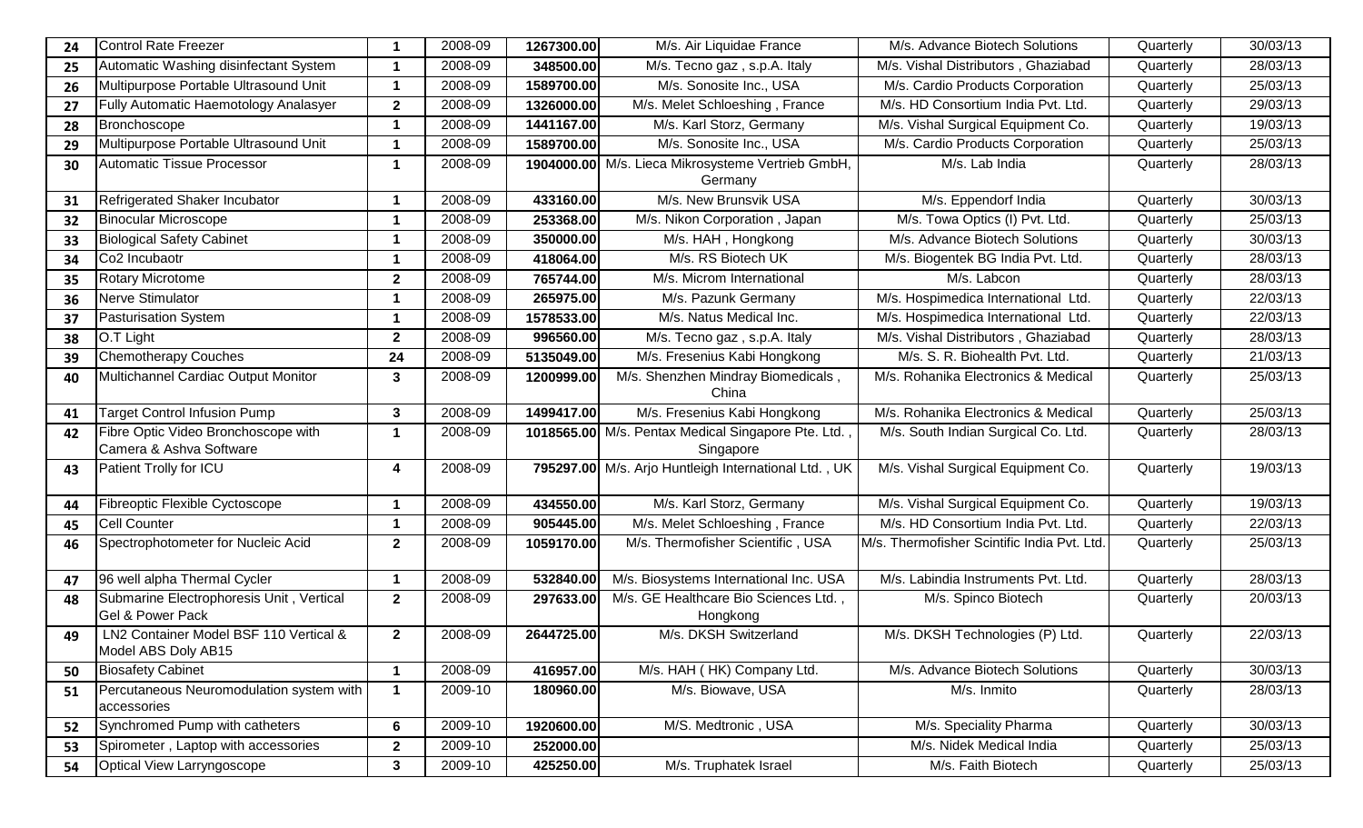| 24 | Control Rate Freezer | 1 | 2008-09 | 1267300.00 | M/s. Air Liquidae France | M/s. Advance Biotech Solutions | Quarterly | 30/03/13 |
|---|---|---|---|---|---|---|---|---|
| 25 | Automatic Washing disinfectant System | 1 | 2008-09 | 348500.00 | M/s. Tecno gaz , s.p.A. Italy | M/s. Vishal Distributors , Ghaziabad | Quarterly | 28/03/13 |
| 26 | Multipurpose Portable Ultrasound Unit | 1 | 2008-09 | 1589700.00 | M/s. Sonosite Inc., USA | M/s. Cardio Products Corporation | Quarterly | 25/03/13 |
| 27 | Fully Automatic Haematology Analasyer | 2 | 2008-09 | 1326000.00 | M/s. Melet Schloeshing , France | M/s. HD Consortium India Pvt. Ltd. | Quarterly | 29/03/13 |
| 28 | Bronchoscope | 1 | 2008-09 | 1441167.00 | M/s. Karl Storz, Germany | M/s. Vishal Surgical Equipment Co. | Quarterly | 19/03/13 |
| 29 | Multipurpose Portable Ultrasound Unit | 1 | 2008-09 | 1589700.00 | M/s. Sonosite Inc., USA | M/s. Cardio Products Corporation | Quarterly | 25/03/13 |
| 30 | Automatic Tissue Processor | 1 | 2008-09 | 1904000.00 | M/s. Lieca Mikrosysteme Vertrieb GmbH, Germany | M/s. Lab India | Quarterly | 28/03/13 |
| 31 | Refrigerated Shaker Incubator | 1 | 2008-09 | 433160.00 | M/s. New Brunsvik USA | M/s. Eppendorf India | Quarterly | 30/03/13 |
| 32 | Binocular Microscope | 1 | 2008-09 | 253368.00 | M/s. Nikon Corporation , Japan | M/s. Towa Optics (I) Pvt. Ltd. | Quarterly | 25/03/13 |
| 33 | Biological Safety Cabinet | 1 | 2008-09 | 350000.00 | M/s. HAH , Hongkong | M/s. Advance Biotech Solutions | Quarterly | 30/03/13 |
| 34 | Co2 Incubaotr | 1 | 2008-09 | 418064.00 | M/s. RS Biotech UK | M/s. Biogentek BG India Pvt. Ltd. | Quarterly | 28/03/13 |
| 35 | Rotary Microtome | 2 | 2008-09 | 765744.00 | M/s. Microm International | M/s. Labcon | Quarterly | 28/03/13 |
| 36 | Nerve Stimulator | 1 | 2008-09 | 265975.00 | M/s. Pazunk Germany | M/s. Hospimedica International Ltd. | Quarterly | 22/03/13 |
| 37 | Pasturisation System | 1 | 2008-09 | 1578533.00 | M/s. Natus Medical Inc. | M/s. Hospimedica International Ltd. | Quarterly | 22/03/13 |
| 38 | O.T Light | 2 | 2008-09 | 996560.00 | M/s. Tecno gaz , s.p.A. Italy | M/s. Vishal Distributors , Ghaziabad | Quarterly | 28/03/13 |
| 39 | Chemotherapy Couches | 24 | 2008-09 | 5135049.00 | M/s. Fresenius Kabi Hongkong | M/s. S. R. Biohealth Pvt. Ltd. | Quarterly | 21/03/13 |
| 40 | Multichannel Cardiac Output Monitor | 3 | 2008-09 | 1200999.00 | M/s. Shenzhen Mindray Biomedicals , China | M/s. Rohanika Electronics & Medical | Quarterly | 25/03/13 |
| 41 | Target Control Infusion Pump | 3 | 2008-09 | 1499417.00 | M/s. Fresenius Kabi Hongkong | M/s. Rohanika Electronics & Medical | Quarterly | 25/03/13 |
| 42 | Fibre Optic Video Bronchoscope with Camera & Ashva Software | 1 | 2008-09 | 1018565.00 | M/s. Pentax Medical Singapore Pte. Ltd. , Singapore | M/s. South Indian Surgical Co. Ltd. | Quarterly | 28/03/13 |
| 43 | Patient Trolly for ICU | 4 | 2008-09 | 795297.00 | M/s. Arjo Huntleigh International Ltd. , UK | M/s. Vishal Surgical Equipment Co. | Quarterly | 19/03/13 |
| 44 | Fibreoptic Flexible Cyctoscope | 1 | 2008-09 | 434550.00 | M/s. Karl Storz, Germany | M/s. Vishal Surgical Equipment Co. | Quarterly | 19/03/13 |
| 45 | Cell Counter | 1 | 2008-09 | 905445.00 | M/s. Melet Schloeshing , France | M/s. HD Consortium India Pvt. Ltd. | Quarterly | 22/03/13 |
| 46 | Spectrophotometer for Nucleic Acid | 2 | 2008-09 | 1059170.00 | M/s. Thermofisher Scientific , USA | M/s. Thermofisher Scintific India Pvt. Ltd. | Quarterly | 25/03/13 |
| 47 | 96 well alpha Thermal Cycler | 1 | 2008-09 | 532840.00 | M/s. Biosystems International Inc. USA | M/s. Labindia Instruments Pvt. Ltd. | Quarterly | 28/03/13 |
| 48 | Submarine Electrophoresis Unit , Vertical Gel & Power Pack | 2 | 2008-09 | 297633.00 | M/s. GE Healthcare Bio Sciences Ltd. , Hongkong | M/s. Spinco Biotech | Quarterly | 20/03/13 |
| 49 | LN2 Container Model BSF 110 Vertical & Model ABS Doly AB15 | 2 | 2008-09 | 2644725.00 | M/s. DKSH Switzerland | M/s. DKSH Technologies (P) Ltd. | Quarterly | 22/03/13 |
| 50 | Biosafety Cabinet | 1 | 2008-09 | 416957.00 | M/s. HAH ( HK) Company Ltd. | M/s. Advance Biotech Solutions | Quarterly | 30/03/13 |
| 51 | Percutaneous Neuromodulation system with accessories | 1 | 2009-10 | 180960.00 | M/s. Biowave, USA | M/s. Inmito | Quarterly | 28/03/13 |
| 52 | Synchromed Pump with catheters | 6 | 2009-10 | 1920600.00 | M/S. Medtronic , USA | M/s. Speciality Pharma | Quarterly | 30/03/13 |
| 53 | Spirometer , Laptop with accessories | 2 | 2009-10 | 252000.00 | | M/s. Nidek Medical India | Quarterly | 25/03/13 |
| 54 | Optical View Larryngoscope | 3 | 2009-10 | 425250.00 | M/s. Truphatek Israel | M/s. Faith Biotech | Quarterly | 25/03/13 |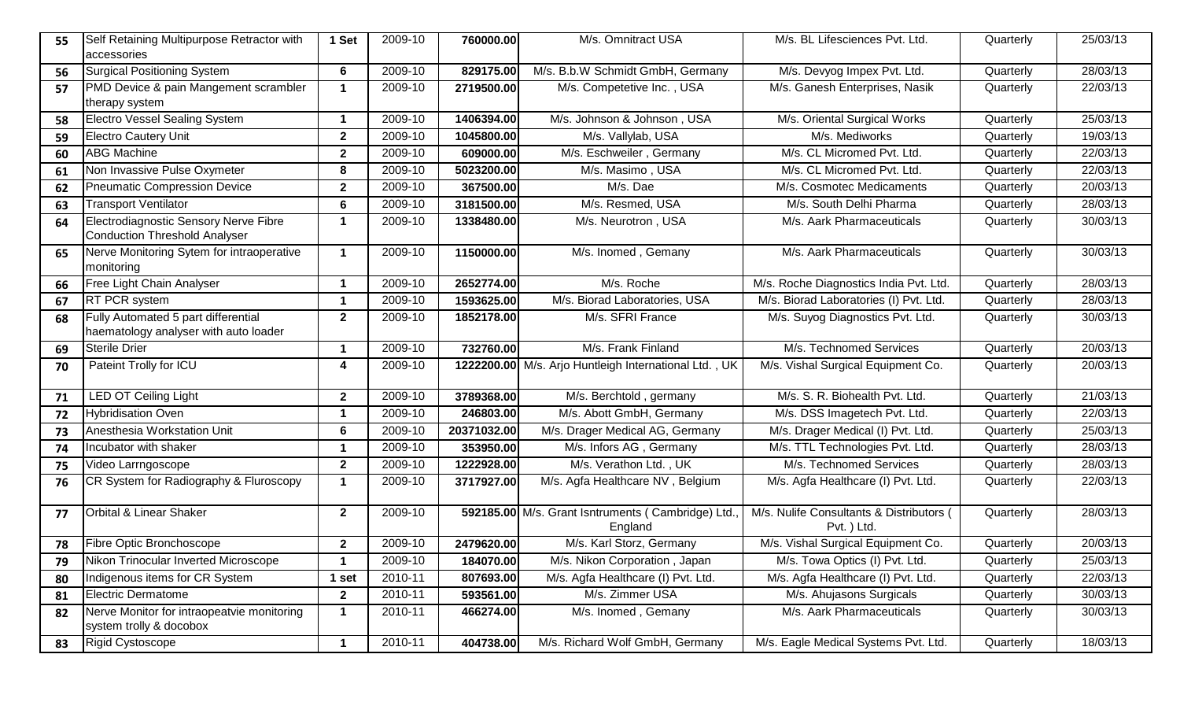| 55 | Self Retaining Multipurpose Retractor with accessories | 1 Set | 2009-10 | 760000.00 | M/s. Omnitract USA | M/s. BL Lifesciences Pvt. Ltd. | Quarterly | 25/03/13 |
|---|---|---|---|---|---|---|---|---|
| 56 | Surgical Positioning System | 6 | 2009-10 | 829175.00 | M/s. B.b.W Schmidt GmbH, Germany | M/s. Devyog Impex Pvt. Ltd. | Quarterly | 28/03/13 |
| 57 | PMD Device & pain Mangement scrambler therapy system | 1 | 2009-10 | 2719500.00 | M/s. Competetive Inc. , USA | M/s. Ganesh Enterprises, Nasik | Quarterly | 22/03/13 |
| 58 | Electro Vessel Sealing System | 1 | 2009-10 | 1406394.00 | M/s. Johnson & Johnson , USA | M/s. Oriental Surgical Works | Quarterly | 25/03/13 |
| 59 | Electro Cautery Unit | 2 | 2009-10 | 1045800.00 | M/s. Vallylab, USA | M/s. Mediworks | Quarterly | 19/03/13 |
| 60 | ABG Machine | 2 | 2009-10 | 609000.00 | M/s. Eschweiler , Germany | M/s. CL Micromed Pvt. Ltd. | Quarterly | 22/03/13 |
| 61 | Non Invassive Pulse Oxymeter | 8 | 2009-10 | 5023200.00 | M/s. Masimo , USA | M/s. CL Micromed Pvt. Ltd. | Quarterly | 22/03/13 |
| 62 | Pneumatic Compression Device | 2 | 2009-10 | 367500.00 | M/s. Dae | M/s. Cosmotec Medicaments | Quarterly | 20/03/13 |
| 63 | Transport Ventilator | 6 | 2009-10 | 3181500.00 | M/s. Resmed, USA | M/s. South Delhi Pharma | Quarterly | 28/03/13 |
| 64 | Electrodiagnostic Sensory Nerve Fibre Conduction Threshold Analyser | 1 | 2009-10 | 1338480.00 | M/s. Neurotron , USA | M/s. Aark Pharmaceuticals | Quarterly | 30/03/13 |
| 65 | Nerve Monitoring Sytem for intraoperative monitoring | 1 | 2009-10 | 1150000.00 | M/s. Inomed , Gemany | M/s. Aark Pharmaceuticals | Quarterly | 30/03/13 |
| 66 | Free Light Chain Analyser | 1 | 2009-10 | 2652774.00 | M/s. Roche | M/s. Roche Diagnostics India Pvt. Ltd. | Quarterly | 28/03/13 |
| 67 | RT PCR system | 1 | 2009-10 | 1593625.00 | M/s. Biorad Laboratories, USA | M/s. Biorad Laboratories (I) Pvt. Ltd. | Quarterly | 28/03/13 |
| 68 | Fully Automated 5 part differential haematology analyser with auto loader | 2 | 2009-10 | 1852178.00 | M/s. SFRI France | M/s. Suyog Diagnostics Pvt. Ltd. | Quarterly | 30/03/13 |
| 69 | Sterile Drier | 1 | 2009-10 | 732760.00 | M/s. Frank Finland | M/s. Technomed Services | Quarterly | 20/03/13 |
| 70 | Pateint Trolly for ICU | 4 | 2009-10 | 1222200.00 | M/s. Arjo Huntleigh International Ltd. , UK | M/s. Vishal Surgical Equipment Co. | Quarterly | 20/03/13 |
| 71 | LED OT Ceiling Light | 2 | 2009-10 | 3789368.00 | M/s. Berchtold , germany | M/s. S. R. Biohealth Pvt. Ltd. | Quarterly | 21/03/13 |
| 72 | Hybridisation Oven | 1 | 2009-10 | 246803.00 | M/s. Abott GmbH, Germany | M/s. DSS Imagetech Pvt. Ltd. | Quarterly | 22/03/13 |
| 73 | Anesthesia Workstation Unit | 6 | 2009-10 | 20371032.00 | M/s. Drager Medical AG, Germany | M/s. Drager Medical (I) Pvt. Ltd. | Quarterly | 25/03/13 |
| 74 | Incubator with shaker | 1 | 2009-10 | 353950.00 | M/s. Infors AG , Germany | M/s. TTL Technologies Pvt. Ltd. | Quarterly | 28/03/13 |
| 75 | Video Larrngoscope | 2 | 2009-10 | 1222928.00 | M/s. Verathon Ltd. , UK | M/s. Technomed Services | Quarterly | 28/03/13 |
| 76 | CR System for Radiography & Fluroscopy | 1 | 2009-10 | 3717927.00 | M/s. Agfa Healthcare NV , Belgium | M/s. Agfa Healthcare (I) Pvt. Ltd. | Quarterly | 22/03/13 |
| 77 | Orbital & Linear Shaker | 2 | 2009-10 | 592185.00 | M/s. Grant Isntruments ( Cambridge) Ltd., England | M/s. Nulife Consultants & Distributors ( Pvt. ) Ltd. | Quarterly | 28/03/13 |
| 78 | Fibre Optic Bronchoscope | 2 | 2009-10 | 2479620.00 | M/s. Karl Storz, Germany | M/s. Vishal Surgical Equipment Co. | Quarterly | 20/03/13 |
| 79 | Nikon Trinocular Inverted Microscope | 1 | 2009-10 | 184070.00 | M/s. Nikon Corporation , Japan | M/s. Towa Optics (I) Pvt. Ltd. | Quarterly | 25/03/13 |
| 80 | Indigenous items for CR System | 1 set | 2010-11 | 807693.00 | M/s. Agfa Healthcare (I) Pvt. Ltd. | M/s. Agfa Healthcare (I) Pvt. Ltd. | Quarterly | 22/03/13 |
| 81 | Electric Dermatome | 2 | 2010-11 | 593561.00 | M/s. Zimmer USA | M/s. Ahujasons Surgicals | Quarterly | 30/03/13 |
| 82 | Nerve Monitor for intraopeatvie monitoring system trolly & docobox | 1 | 2010-11 | 466274.00 | M/s. Inomed , Gemany | M/s. Aark Pharmaceuticals | Quarterly | 30/03/13 |
| 83 | Rigid Cystoscope | 1 | 2010-11 | 404738.00 | M/s. Richard Wolf GmbH, Germany | M/s. Eagle Medical Systems Pvt. Ltd. | Quarterly | 18/03/13 |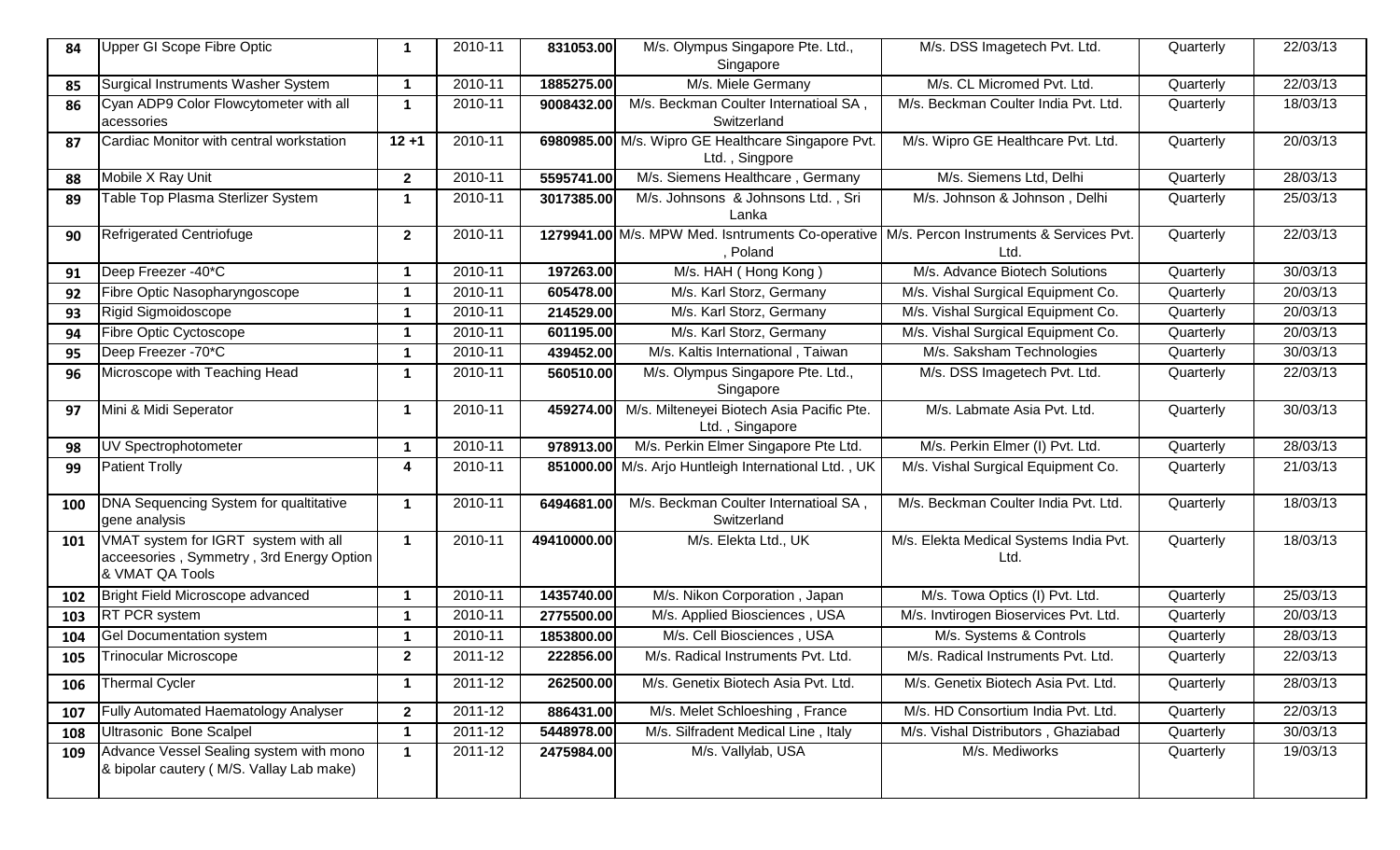| 84 | Upper GI Scope Fibre Optic | 1 | 2010-11 | 831053.00 | M/s. Olympus Singapore Pte. Ltd., Singapore | M/s. DSS Imagetech Pvt. Ltd. | Quarterly | 22/03/13 |
|---|---|---|---|---|---|---|---|---|
| 85 | Surgical Instruments Washer System | 1 | 2010-11 | 1885275.00 | M/s. Miele Germany | M/s. CL Micromed Pvt. Ltd. | Quarterly | 22/03/13 |
| 86 | Cyan ADP9 Color Flowcytometer with all acessories | 1 | 2010-11 | 9008432.00 | M/s. Beckman Coulter Internatioal SA , Switzerland | M/s. Beckman Coulter India Pvt. Ltd. | Quarterly | 18/03/13 |
| 87 | Cardiac Monitor with central workstation | 12 +1 | 2010-11 | 6980985.00 | M/s. Wipro GE Healthcare Singapore Pvt. Ltd. , Singpore | M/s. Wipro GE Healthcare Pvt. Ltd. | Quarterly | 20/03/13 |
| 88 | Mobile X Ray Unit | 2 | 2010-11 | 5595741.00 | M/s. Siemens Healthcare , Germany | M/s. Siemens Ltd, Delhi | Quarterly | 28/03/13 |
| 89 | Table Top Plasma Sterlizer System | 1 | 2010-11 | 3017385.00 | M/s. Johnsons & Johnsons Ltd. , Sri Lanka | M/s. Johnson & Johnson , Delhi | Quarterly | 25/03/13 |
| 90 | Refrigerated Centriofuge | 2 | 2010-11 | 1279941.00 | M/s. MPW Med. Isntruments Co-operative , Poland | M/s. Percon Instruments & Services Pvt. Ltd. | Quarterly | 22/03/13 |
| 91 | Deep Freezer -40*C | 1 | 2010-11 | 197263.00 | M/s. HAH ( Hong Kong ) | M/s. Advance Biotech Solutions | Quarterly | 30/03/13 |
| 92 | Fibre Optic Nasopharyngoscope | 1 | 2010-11 | 605478.00 | M/s. Karl Storz, Germany | M/s. Vishal Surgical Equipment Co. | Quarterly | 20/03/13 |
| 93 | Rigid Sigmoidoscope | 1 | 2010-11 | 214529.00 | M/s. Karl Storz, Germany | M/s. Vishal Surgical Equipment Co. | Quarterly | 20/03/13 |
| 94 | Fibre Optic Cyctoscope | 1 | 2010-11 | 601195.00 | M/s. Karl Storz, Germany | M/s. Vishal Surgical Equipment Co. | Quarterly | 20/03/13 |
| 95 | Deep Freezer -70*C | 1 | 2010-11 | 439452.00 | M/s. Kaltis International , Taiwan | M/s. Saksham Technologies | Quarterly | 30/03/13 |
| 96 | Microscope with Teaching Head | 1 | 2010-11 | 560510.00 | M/s. Olympus Singapore Pte. Ltd., Singapore | M/s. DSS Imagetech Pvt. Ltd. | Quarterly | 22/03/13 |
| 97 | Mini & Midi Seperator | 1 | 2010-11 | 459274.00 | M/s. Milteneyei Biotech Asia Pacific Pte. Ltd. , Singapore | M/s. Labmate Asia Pvt. Ltd. | Quarterly | 30/03/13 |
| 98 | UV Spectrophotometer | 1 | 2010-11 | 978913.00 | M/s. Perkin Elmer Singapore Pte Ltd. | M/s. Perkin Elmer (I) Pvt. Ltd. | Quarterly | 28/03/13 |
| 99 | Patient Trolly | 4 | 2010-11 | 851000.00 | M/s. Arjo Huntleigh International Ltd. , UK | M/s. Vishal Surgical Equipment Co. | Quarterly | 21/03/13 |
| 100 | DNA Sequencing System for qualtitative gene analysis | 1 | 2010-11 | 6494681.00 | M/s. Beckman Coulter Internatioal SA , Switzerland | M/s. Beckman Coulter India Pvt. Ltd. | Quarterly | 18/03/13 |
| 101 | VMAT system for IGRT system with all acceesories , Symmetry , 3rd Energy Option & VMAT QA Tools | 1 | 2010-11 | 49410000.00 | M/s. Elekta Ltd., UK | M/s. Elekta Medical Systems India Pvt. Ltd. | Quarterly | 18/03/13 |
| 102 | Bright Field Microscope advanced | 1 | 2010-11 | 1435740.00 | M/s. Nikon Corporation , Japan | M/s. Towa Optics (I) Pvt. Ltd. | Quarterly | 25/03/13 |
| 103 | RT PCR system | 1 | 2010-11 | 2775500.00 | M/s. Applied Biosciences , USA | M/s. Invtirogen Bioservices Pvt. Ltd. | Quarterly | 20/03/13 |
| 104 | Gel Documentation system | 1 | 2010-11 | 1853800.00 | M/s. Cell Biosciences , USA | M/s. Systems & Controls | Quarterly | 28/03/13 |
| 105 | Trinocular Microscope | 2 | 2011-12 | 222856.00 | M/s. Radical Instruments Pvt. Ltd. | M/s. Radical Instruments Pvt. Ltd. | Quarterly | 22/03/13 |
| 106 | Thermal Cycler | 1 | 2011-12 | 262500.00 | M/s. Genetix Biotech Asia Pvt. Ltd. | M/s. Genetix Biotech Asia Pvt. Ltd. | Quarterly | 28/03/13 |
| 107 | Fully Automated Haematology Analyser | 2 | 2011-12 | 886431.00 | M/s. Melet Schloeshing , France | M/s. HD Consortium India Pvt. Ltd. | Quarterly | 22/03/13 |
| 108 | Ultrasonic Bone Scalpel | 1 | 2011-12 | 5448978.00 | M/s. Silfradent Medical Line , Italy | M/s. Vishal Distributors , Ghaziabad | Quarterly | 30/03/13 |
| 109 | Advance Vessel Sealing system with mono & bipolar cautery ( M/S. Vallay Lab make) | 1 | 2011-12 | 2475984.00 | M/s. Vallylab, USA | M/s. Mediworks | Quarterly | 19/03/13 |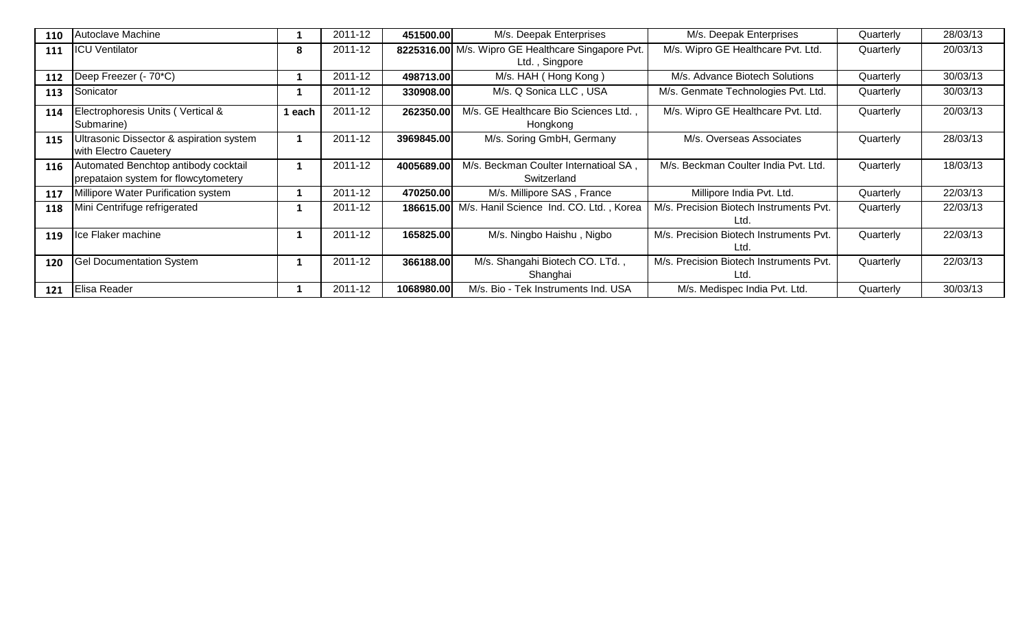| | | | | | | | | |
|---|---|---|---|---|---|---|---|---|
| **110** | Autoclave Machine | **1** | 2011-12 | **451500.00** | M/s. Deepak Enterprises | M/s. Deepak Enterprises | Quarterly | 28/03/13 |
| **111** | ICU Ventilator | **8** | 2011-12 | **8225316.00** | M/s. Wipro GE Healthcare Singapore Pvt. Ltd. , Singpore | M/s. Wipro GE Healthcare Pvt. Ltd. | Quarterly | 20/03/13 |
| **112** | Deep Freezer (- 70*C) | **1** | 2011-12 | **498713.00** | M/s. HAH ( Hong Kong ) | M/s. Advance Biotech Solutions | Quarterly | 30/03/13 |
| **113** | Sonicator | **1** | 2011-12 | **330908.00** | M/s. Q Sonica LLC , USA | M/s. Genmate Technologies Pvt. Ltd. | Quarterly | 30/03/13 |
| **114** | Electrophoresis Units ( Vertical & Submarine) | **1 each** | 2011-12 | **262350.00** | M/s. GE Healthcare Bio Sciences Ltd. , Hongkong | M/s. Wipro GE Healthcare Pvt. Ltd. | Quarterly | 20/03/13 |
| **115** | Ultrasonic Dissector & aspiration system with Electro Cauetery | **1** | 2011-12 | **3969845.00** | M/s. Soring GmbH, Germany | M/s. Overseas Associates | Quarterly | 28/03/13 |
| **116** | Automated Benchtop antibody cocktail prepataion system for flowcytometery | **1** | 2011-12 | **4005689.00** | M/s. Beckman Coulter Internatioal SA , Switzerland | M/s. Beckman Coulter India Pvt. Ltd. | Quarterly | 18/03/13 |
| **117** | Millipore Water Purification system | **1** | 2011-12 | **470250.00** | M/s. Millipore SAS , France | Millipore India Pvt. Ltd. | Quarterly | 22/03/13 |
| **118** | Mini Centrifuge refrigerated | **1** | 2011-12 | **186615.00** | M/s. Hanil Science Ind. CO. Ltd. , Korea | M/s. Precision Biotech Instruments Pvt. Ltd. | Quarterly | 22/03/13 |
| **119** | Ice Flaker machine | **1** | 2011-12 | **165825.00** | M/s. Ningbo Haishu , Nigbo | M/s. Precision Biotech Instruments Pvt. Ltd. | Quarterly | 22/03/13 |
| **120** | Gel Documentation System | **1** | 2011-12 | **366188.00** | M/s. Shangahi Biotech CO. LTd. , Shanghai | M/s. Precision Biotech Instruments Pvt. Ltd. | Quarterly | 22/03/13 |
| **121** | Elisa Reader | **1** | 2011-12 | **1068980.00** | M/s. Bio - Tek Instruments Ind. USA | M/s. Medispec India Pvt. Ltd. | Quarterly | 30/03/13 |